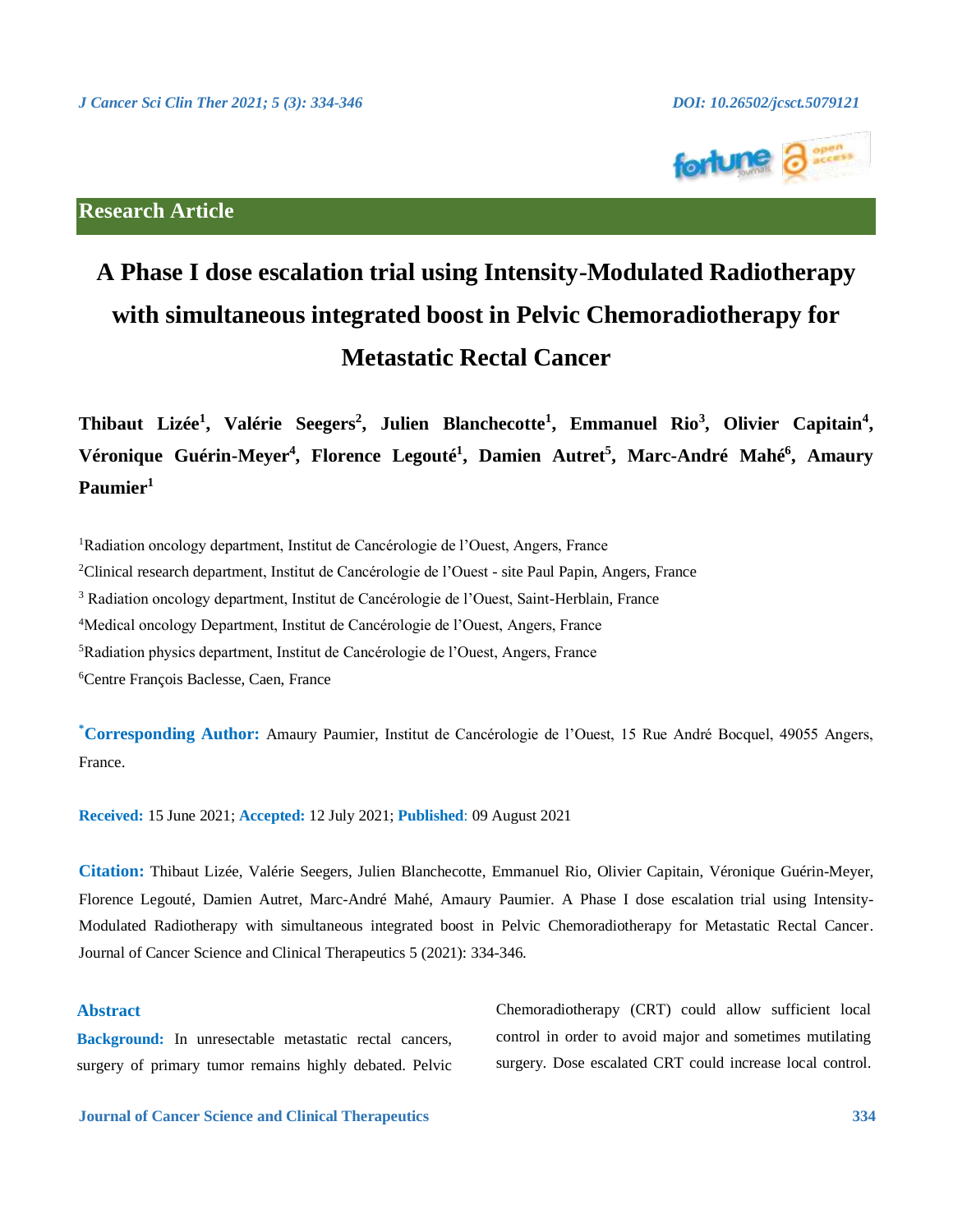**Research Article**

# A Phase I dose escalation trial using Intensity-Modulated Radiotherapy with simultaneous integrated boost in Pelvic Chemoradiotherapy for Metastatic Rectal Cancer

**Thibaut Lizée[1], Valérie Seegers[2], Julien Blanchecotte[1], Emmanuel Rio[3], Olivier Capitain[4], Véronique Guérin-Meyer[4], Florence Legouté[1], Damien Autret[5], Marc-André Mahé[6], Amaury Paumier[1]**

[1]Radiation oncology department, Institut de Cancérologie de l'Ouest, Angers, France

[2]Clinical research department, Institut de Cancérologie de l'Ouest - site Paul Papin, Angers, France

[3] Radiation oncology department, Institut de Cancérologie de l'Ouest, Saint-Herblain, France

[4]Medical oncology Department, Institut de Cancérologie de l'Ouest, Angers, France

[5]Radiation physics department, Institut de Cancérologie de l'Ouest, Angers, France

[6]Centre François Baclesse, Caen, France

**[*]Corresponding Author:** Amaury Paumier, Institut de Cancérologie de l'Ouest, 15 Rue André Bocquel, 49055 Angers, France.

**Received:** 15 June 2021; **Accepted:** 12 July 2021; **Published**: 09 August 2021

**Citation:** Thibaut Lizée, Valérie Seegers, Julien Blanchecotte, Emmanuel Rio, Olivier Capitain, Véronique Guérin-Meyer, Florence Legouté, Damien Autret, Marc-André Mahé, Amaury Paumier. A Phase I dose escalation trial using Intensity-Modulated Radiotherapy with simultaneous integrated boost in Pelvic Chemoradiotherapy for Metastatic Rectal Cancer. Journal of Cancer Science and Clinical Therapeutics 5 (2021): 334-346.

## Abstract

**Background:** In unresectable metastatic rectal cancers, surgery of primary tumor remains highly debated. Pelvic Chemoradiotherapy (CRT) could allow sufficient local control in order to avoid major and sometimes mutilating surgery. Dose escalated CRT could increase local control.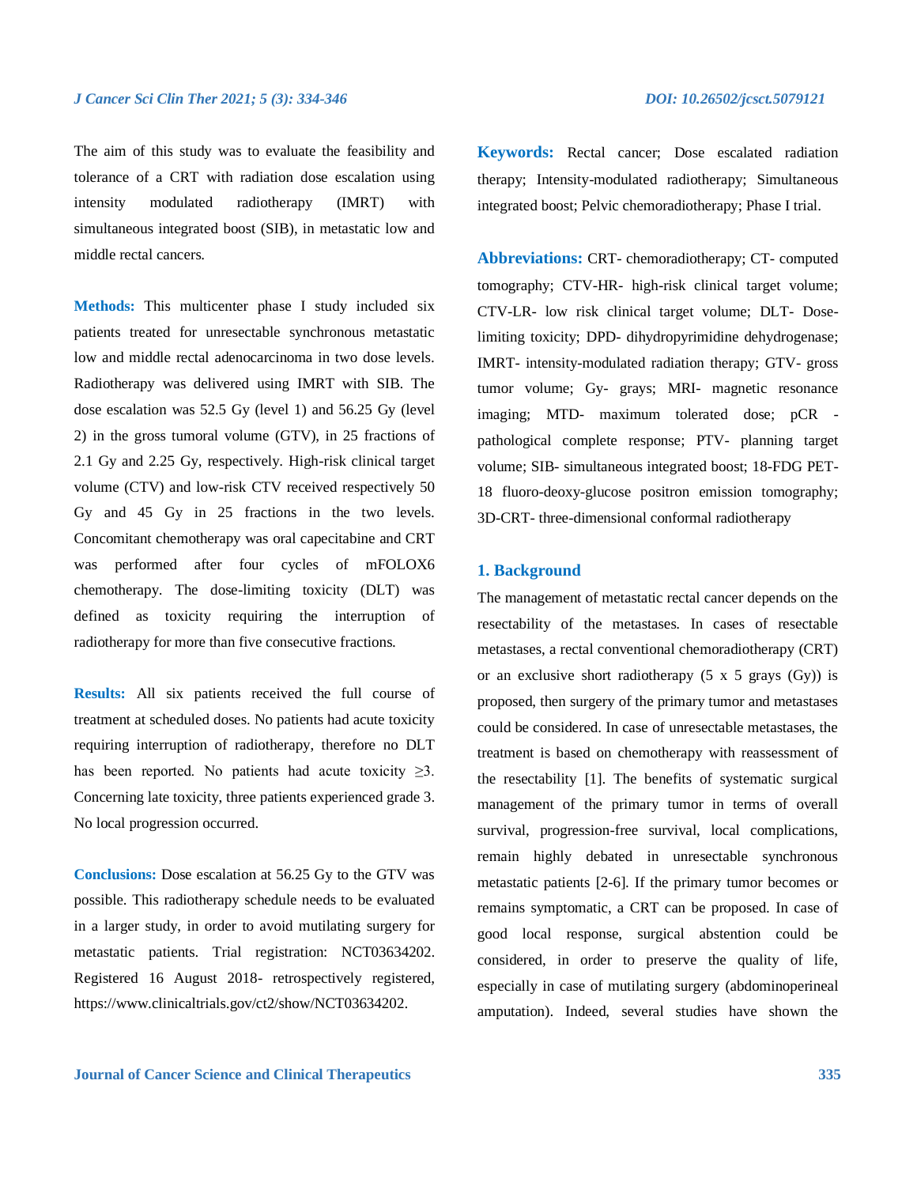The aim of this study was to evaluate the feasibility and tolerance of a CRT with radiation dose escalation using intensity modulated radiotherapy (IMRT) with simultaneous integrated boost (SIB), in metastatic low and middle rectal cancers.

**Methods:** This multicenter phase I study included six patients treated for unresectable synchronous metastatic low and middle rectal adenocarcinoma in two dose levels. Radiotherapy was delivered using IMRT with SIB. The dose escalation was 52.5 Gy (level 1) and 56.25 Gy (level 2) in the gross tumoral volume (GTV), in 25 fractions of 2.1 Gy and 2.25 Gy, respectively. High-risk clinical target volume (CTV) and low-risk CTV received respectively 50 Gy and 45 Gy in 25 fractions in the two levels. Concomitant chemotherapy was oral capecitabine and CRT was performed after four cycles of mFOLOX6 chemotherapy. The dose-limiting toxicity (DLT) was defined as toxicity requiring the interruption of radiotherapy for more than five consecutive fractions.

**Results:** All six patients received the full course of treatment at scheduled doses. No patients had acute toxicity requiring interruption of radiotherapy, therefore no DLT has been reported. No patients had acute toxicity ≥3. Concerning late toxicity, three patients experienced grade 3. No local progression occurred.

**Conclusions:** Dose escalation at 56.25 Gy to the GTV was possible. This radiotherapy schedule needs to be evaluated in a larger study, in order to avoid mutilating surgery for metastatic patients. Trial registration: NCT03634202. Registered 16 August 2018- retrospectively registered, https://www.clinicaltrials.gov/ct2/show/NCT03634202.

**Keywords:** Rectal cancer; Dose escalated radiation therapy; Intensity-modulated radiotherapy; Simultaneous integrated boost; Pelvic chemoradiotherapy; Phase I trial.

**Abbreviations:** CRT- chemoradiotherapy; CT- computed tomography; CTV-HR- high-risk clinical target volume; CTV-LR- low risk clinical target volume; DLT- Dose-limiting toxicity; DPD- dihydropyrimidine dehydrogenase; IMRT- intensity-modulated radiation therapy; GTV- gross tumor volume; Gy- grays; MRI- magnetic resonance imaging; MTD- maximum tolerated dose; pCR - pathological complete response; PTV- planning target volume; SIB- simultaneous integrated boost; 18-FDG PET- 18 fluoro-deoxy-glucose positron emission tomography; 3D-CRT- three-dimensional conformal radiotherapy

## 1. Background

The management of metastatic rectal cancer depends on the resectability of the metastases. In cases of resectable metastases, a rectal conventional chemoradiotherapy (CRT) or an exclusive short radiotherapy (5 x 5 grays (Gy)) is proposed, then surgery of the primary tumor and metastases could be considered. In case of unresectable metastases, the treatment is based on chemotherapy with reassessment of the resectability [1]. The benefits of systematic surgical management of the primary tumor in terms of overall survival, progression-free survival, local complications, remain highly debated in unresectable synchronous metastatic patients [2-6]. If the primary tumor becomes or remains symptomatic, a CRT can be proposed. In case of good local response, surgical abstention could be considered, in order to preserve the quality of life, especially in case of mutilating surgery (abdominoperineal amputation). Indeed, several studies have shown the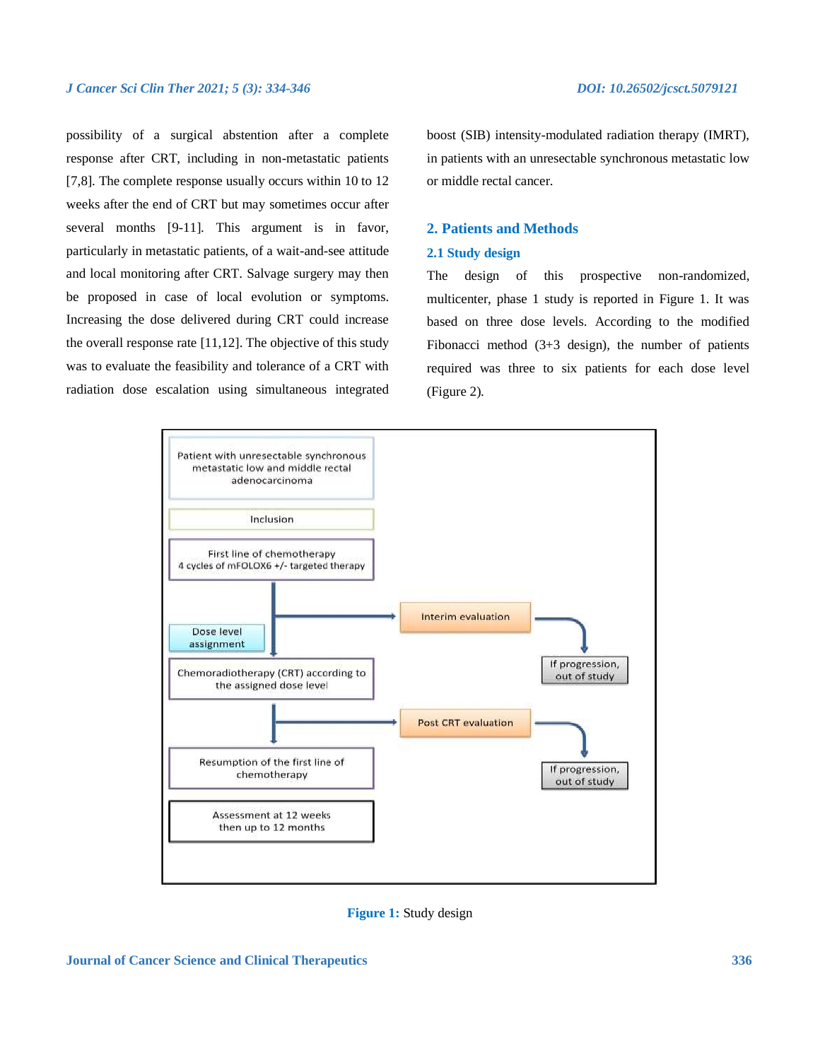possibility of a surgical abstention after a complete response after CRT, including in non-metastatic patients [7,8]. The complete response usually occurs within 10 to 12 weeks after the end of CRT but may sometimes occur after several months [9-11]. This argument is in favor, particularly in metastatic patients, of a wait-and-see attitude and local monitoring after CRT. Salvage surgery may then be proposed in case of local evolution or symptoms. Increasing the dose delivered during CRT could increase the overall response rate [11,12]. The objective of this study was to evaluate the feasibility and tolerance of a CRT with radiation dose escalation using simultaneous integrated boost (SIB) intensity-modulated radiation therapy (IMRT), in patients with an unresectable synchronous metastatic low or middle rectal cancer.

## 2. Patients and Methods

### 2.1 Study design

The design of this prospective non-randomized, multicenter, phase 1 study is reported in Figure 1. It was based on three dose levels. According to the modified Fibonacci method (3+3 design), the number of patients required was three to six patients for each dose level (Figure 2).

Patient with unresectable synchronous metastatic low and middle rectal adenocarcinoma

Inclusion

First line of chemotherapy
4 cycles of mFOLOX6 +/- targeted therapy

Interim evaluation

Dose level assignment

If progression, out of study

Chemoradiotherapy (CRT) according to the assigned dose level

Post CRT evaluation

Resumption of the first line of chemotherapy

If progression, out of study

Assessment at 12 weeks then up to 12 months

**Figure 1:** Study design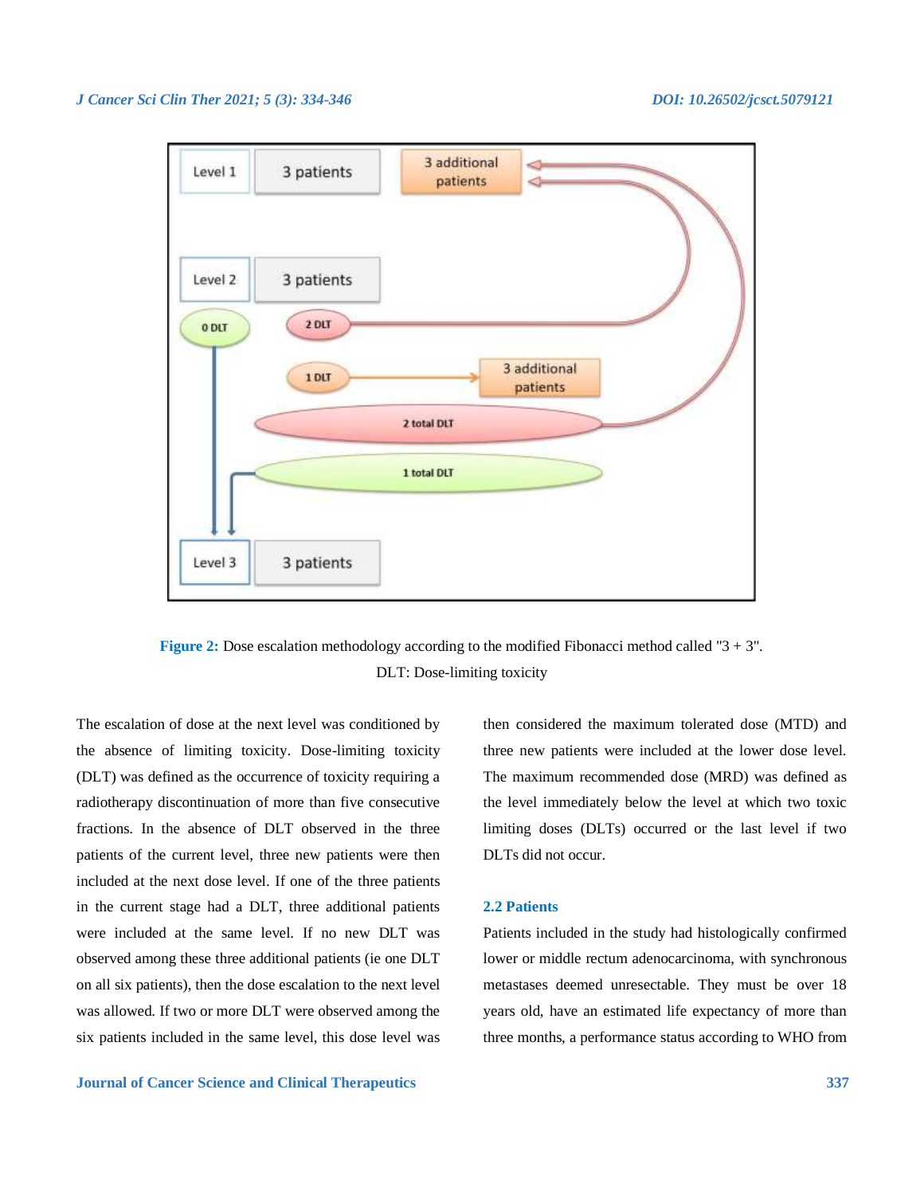**Figure 2:** Dose escalation methodology according to the modified Fibonacci method called "3 + 3". DLT: Dose-limiting toxicity

The escalation of dose at the next level was conditioned by the absence of limiting toxicity. Dose-limiting toxicity (DLT) was defined as the occurrence of toxicity requiring a radiotherapy discontinuation of more than five consecutive fractions. In the absence of DLT observed in the three patients of the current level, three new patients were then included at the next dose level. If one of the three patients in the current stage had a DLT, three additional patients were included at the same level. If no new DLT was observed among these three additional patients (ie one DLT on all six patients), then the dose escalation to the next level was allowed. If two or more DLT were observed among the six patients included in the same level, this dose level was then considered the maximum tolerated dose (MTD) and three new patients were included at the lower dose level. The maximum recommended dose (MRD) was defined as the level immediately below the level at which two toxic limiting doses (DLTs) occurred or the last level if two DLTs did not occur.

### 2.2 Patients

Patients included in the study had histologically confirmed lower or middle rectum adenocarcinoma, with synchronous metastases deemed unresectable. They must be over 18 years old, have an estimated life expectancy of more than three months, a performance status according to WHO from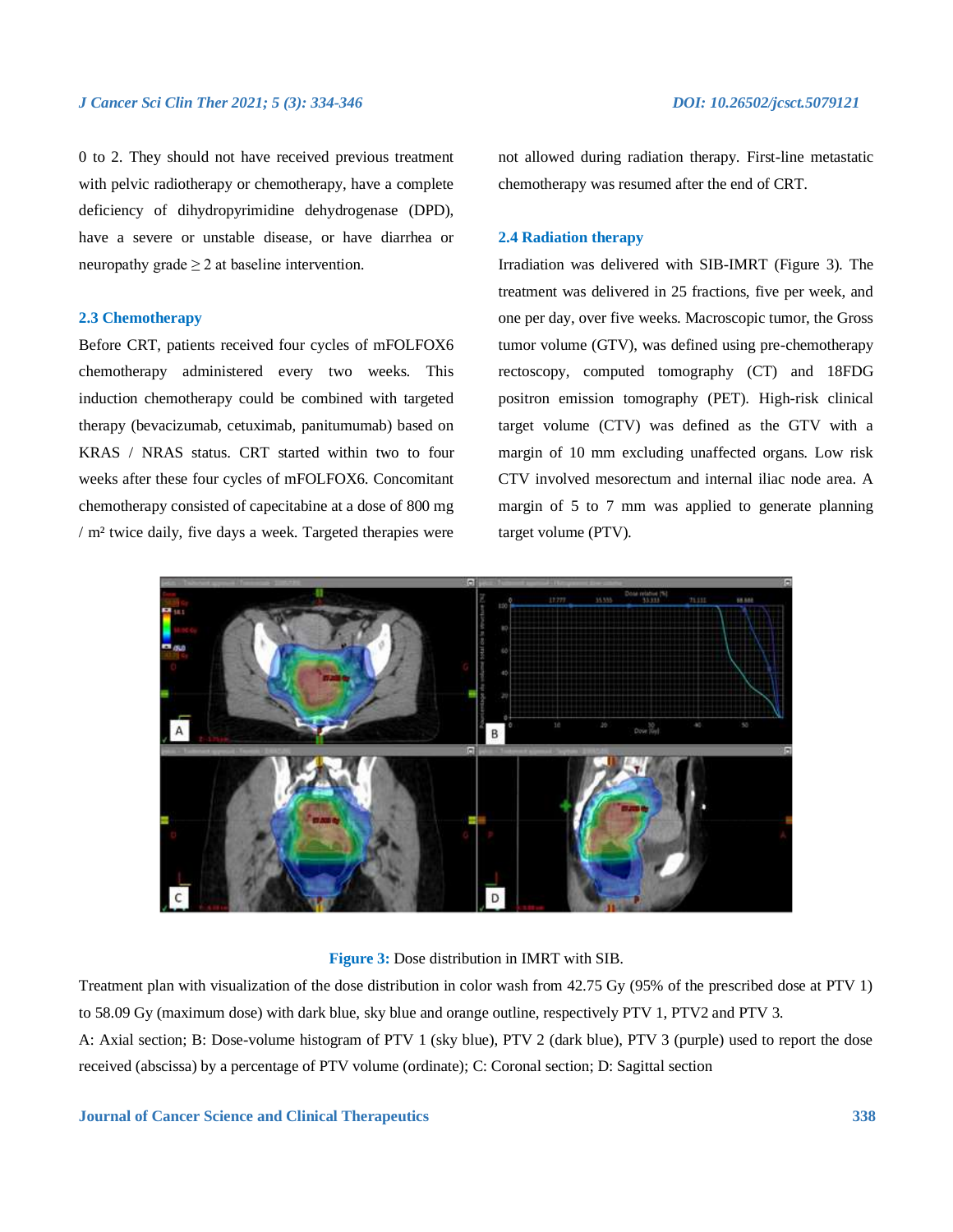0 to 2. They should not have received previous treatment with pelvic radiotherapy or chemotherapy, have a complete deficiency of dihydropyrimidine dehydrogenase (DPD), have a severe or unstable disease, or have diarrhea or neuropathy grade ≥ 2 at baseline intervention.

### 2.3 Chemotherapy

Before CRT, patients received four cycles of mFOLFOX6 chemotherapy administered every two weeks. This induction chemotherapy could be combined with targeted therapy (bevacizumab, cetuximab, panitumumab) based on KRAS / NRAS status. CRT started within two to four weeks after these four cycles of mFOLFOX6. Concomitant chemotherapy consisted of capecitabine at a dose of 800 mg / m² twice daily, five days a week. Targeted therapies were not allowed during radiation therapy. First-line metastatic chemotherapy was resumed after the end of CRT.

### 2.4 Radiation therapy

Irradiation was delivered with SIB-IMRT (Figure 3). The treatment was delivered in 25 fractions, five per week, and one per day, over five weeks. Macroscopic tumor, the Gross tumor volume (GTV), was defined using pre-chemotherapy rectoscopy, computed tomography (CT) and 18FDG positron emission tomography (PET). High-risk clinical target volume (CTV) was defined as the GTV with a margin of 10 mm excluding unaffected organs. Low risk CTV involved mesorectum and internal iliac node area. A margin of 5 to 7 mm was applied to generate planning target volume (PTV).

**Figure 3:** Dose distribution in IMRT with SIB.

Treatment plan with visualization of the dose distribution in color wash from 42.75 Gy (95% of the prescribed dose at PTV 1) to 58.09 Gy (maximum dose) with dark blue, sky blue and orange outline, respectively PTV 1, PTV2 and PTV 3.

A: Axial section; B: Dose-volume histogram of PTV 1 (sky blue), PTV 2 (dark blue), PTV 3 (purple) used to report the dose received (abscissa) by a percentage of PTV volume (ordinate); C: Coronal section; D: Sagittal section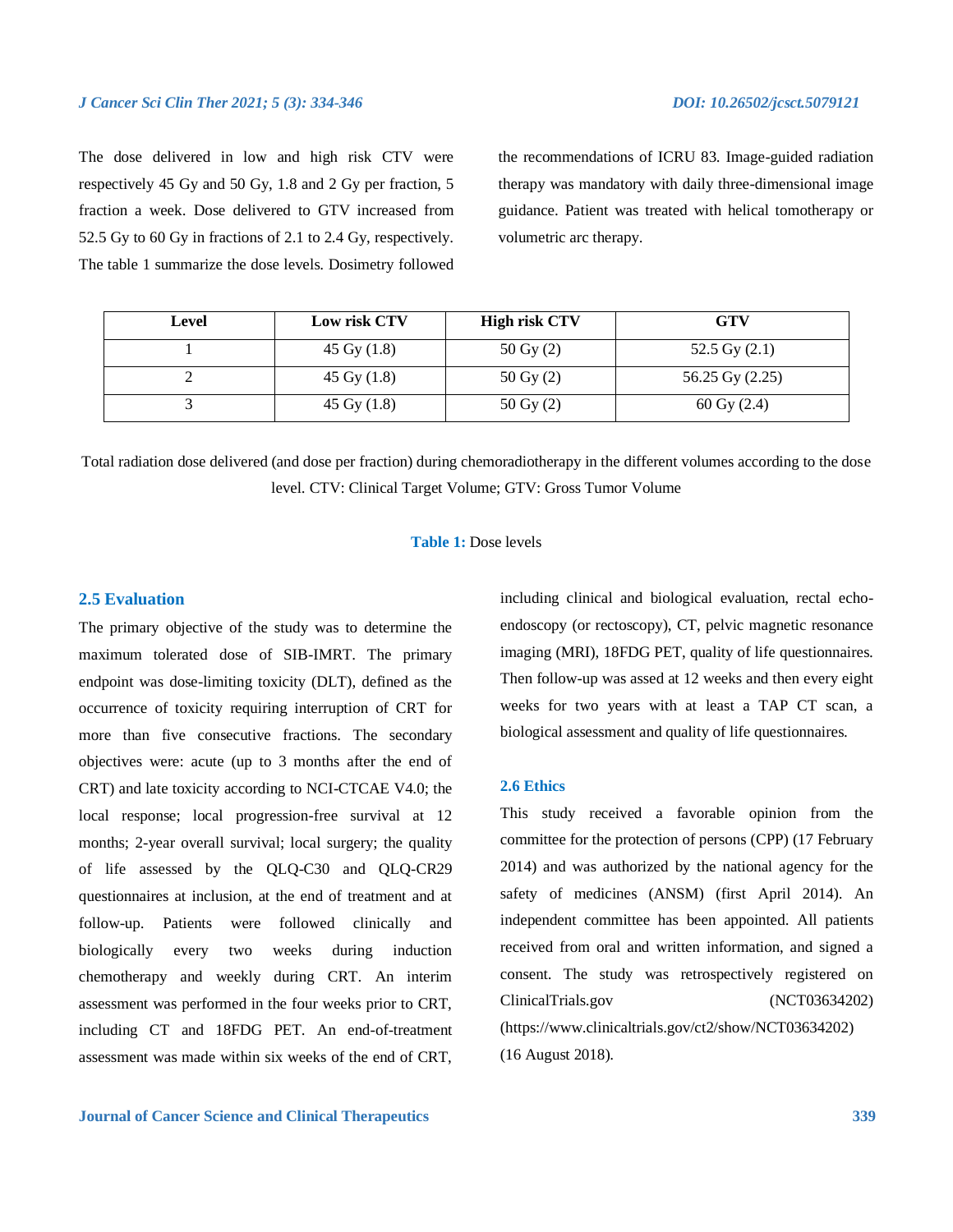The dose delivered in low and high risk CTV were respectively 45 Gy and 50 Gy, 1.8 and 2 Gy per fraction, 5 fraction a week. Dose delivered to GTV increased from 52.5 Gy to 60 Gy in fractions of 2.1 to 2.4 Gy, respectively. The table 1 summarize the dose levels. Dosimetry followed the recommendations of ICRU 83. Image-guided radiation therapy was mandatory with daily three-dimensional image guidance. Patient was treated with helical tomotherapy or volumetric arc therapy.

| Level | Low risk CTV | High risk CTV | GTV |
|---|---|---|---|
| 1 | 45 Gy (1.8) | 50 Gy (2) | 52.5 Gy (2.1) |
| 2 | 45 Gy (1.8) | 50 Gy (2) | 56.25 Gy (2.25) |
| 3 | 45 Gy (1.8) | 50 Gy (2) | 60 Gy (2.4) |

Total radiation dose delivered (and dose per fraction) during chemoradiotherapy in the different volumes according to the dose level. CTV: Clinical Target Volume; GTV: Gross Tumor Volume

**Table 1:** Dose levels

### 2.5 Evaluation

The primary objective of the study was to determine the maximum tolerated dose of SIB-IMRT. The primary endpoint was dose-limiting toxicity (DLT), defined as the occurrence of toxicity requiring interruption of CRT for more than five consecutive fractions. The secondary objectives were: acute (up to 3 months after the end of CRT) and late toxicity according to NCI-CTCAE V4.0; the local response; local progression-free survival at 12 months; 2-year overall survival; local surgery; the quality of life assessed by the QLQ-C30 and QLQ-CR29 questionnaires at inclusion, at the end of treatment and at follow-up. Patients were followed clinically and biologically every two weeks during induction chemotherapy and weekly during CRT. An interim assessment was performed in the four weeks prior to CRT, including CT and 18FDG PET. An end-of-treatment assessment was made within six weeks of the end of CRT, including clinical and biological evaluation, rectal echo-endoscopy (or rectoscopy), CT, pelvic magnetic resonance imaging (MRI), 18FDG PET, quality of life questionnaires. Then follow-up was assed at 12 weeks and then every eight weeks for two years with at least a TAP CT scan, a biological assessment and quality of life questionnaires.

### 2.6 Ethics

This study received a favorable opinion from the committee for the protection of persons (CPP) (17 February 2014) and was authorized by the national agency for the safety of medicines (ANSM) (first April 2014). An independent committee has been appointed. All patients received from oral and written information, and signed a consent. The study was retrospectively registered on ClinicalTrials.gov (NCT03634202) (https://www.clinicaltrials.gov/ct2/show/NCT03634202) (16 August 2018).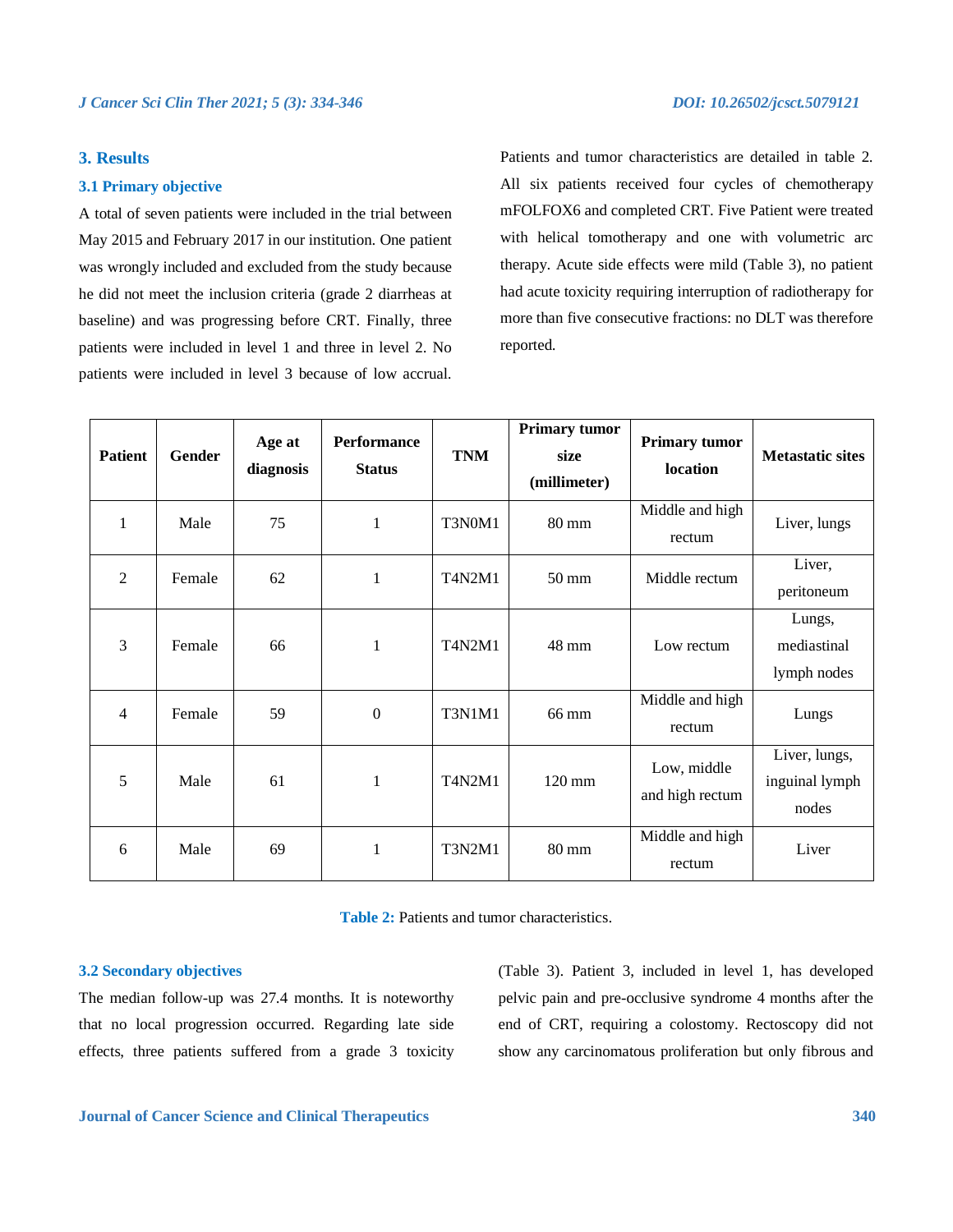## 3. Results

### 3.1 Primary objective

A total of seven patients were included in the trial between May 2015 and February 2017 in our institution. One patient was wrongly included and excluded from the study because he did not meet the inclusion criteria (grade 2 diarrheas at baseline) and was progressing before CRT. Finally, three patients were included in level 1 and three in level 2. No patients were included in level 3 because of low accrual. Patients and tumor characteristics are detailed in table 2. All six patients received four cycles of chemotherapy mFOLFOX6 and completed CRT. Five Patient were treated with helical tomotherapy and one with volumetric arc therapy. Acute side effects were mild (Table 3), no patient had acute toxicity requiring interruption of radiotherapy for more than five consecutive fractions: no DLT was therefore reported.

| Patient | Gender | Age at diagnosis | Performance Status | TNM | Primary tumor size (millimeter) | Primary tumor location | Metastatic sites |
|---|---|---|---|---|---|---|---|
| 1 | Male | 75 | 1 | T3N0M1 | 80 mm | Middle and high rectum | Liver, lungs |
| 2 | Female | 62 | 1 | T4N2M1 | 50 mm | Middle rectum | Liver, peritoneum |
| 3 | Female | 66 | 1 | T4N2M1 | 48 mm | Low rectum | Lungs, mediastinal lymph nodes |
| 4 | Female | 59 | 0 | T3N1M1 | 66 mm | Middle and high rectum | Lungs |
| 5 | Male | 61 | 1 | T4N2M1 | 120 mm | Low, middle and high rectum | Liver, lungs, inguinal lymph nodes |
| 6 | Male | 69 | 1 | T3N2M1 | 80 mm | Middle and high rectum | Liver |

**Table 2:** Patients and tumor characteristics.

### 3.2 Secondary objectives

The median follow-up was 27.4 months. It is noteworthy that no local progression occurred. Regarding late side effects, three patients suffered from a grade 3 toxicity (Table 3). Patient 3, included in level 1, has developed pelvic pain and pre-occlusive syndrome 4 months after the end of CRT, requiring a colostomy. Rectoscopy did not show any carcinomatous proliferation but only fibrous and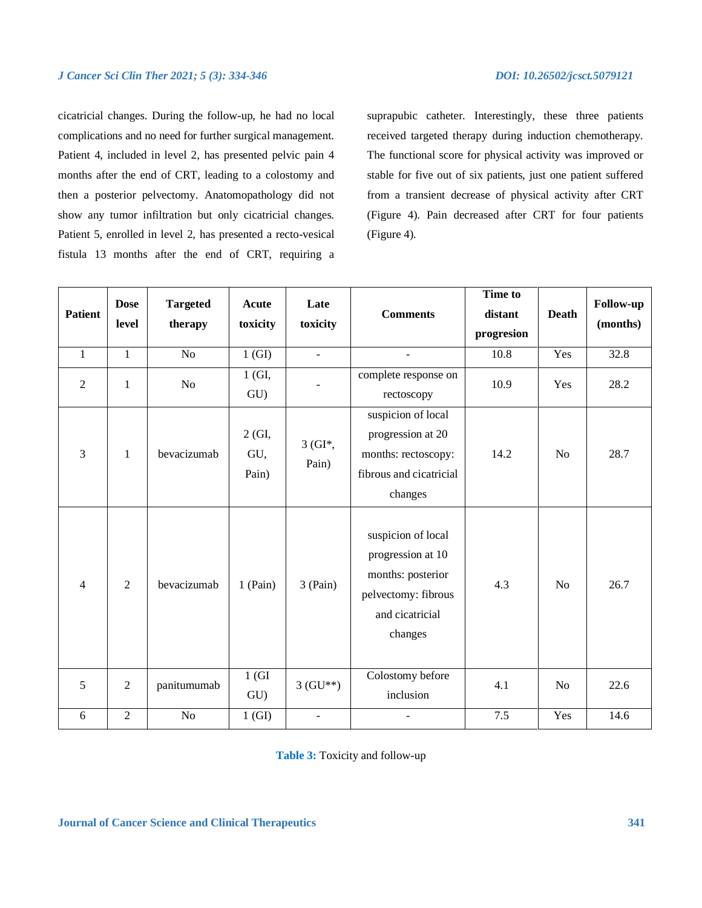cicatricial changes. During the follow-up, he had no local complications and no need for further surgical management. Patient 4, included in level 2, has presented pelvic pain 4 months after the end of CRT, leading to a colostomy and then a posterior pelvectomy. Anatomopathology did not show any tumor infiltration but only cicatricial changes. Patient 5, enrolled in level 2, has presented a recto-vesical fistula 13 months after the end of CRT, requiring a suprapubic catheter. Interestingly, these three patients received targeted therapy during induction chemotherapy. The functional score for physical activity was improved or stable for five out of six patients, just one patient suffered from a transient decrease of physical activity after CRT (Figure 4). Pain decreased after CRT for four patients (Figure 4).

| Patient | Dose level | Targeted therapy | Acute toxicity | Late toxicity | Comments | Time to distant progresion | Death | Follow-up (months) |
|---|---|---|---|---|---|---|---|---|
| 1 | 1 | No | 1 (GI) | - | - | 10.8 | Yes | 32.8 |
| 2 | 1 | No | 1 (GI, GU) | - | complete response on rectoscopy | 10.9 | Yes | 28.2 |
| 3 | 1 | bevacizumab | 2 (GI, GU, Pain) | 3 (GI*, Pain) | suspicion of local progression at 20 months: rectoscopy: fibrous and cicatricial changes | 14.2 | No | 28.7 |
| 4 | 2 | bevacizumab | 1 (Pain) | 3 (Pain) | suspicion of local progression at 10 months: posterior pelvectomy: fibrous and cicatricial changes | 4.3 | No | 26.7 |
| 5 | 2 | panitumumab | 1 (GI GU) | 3 (GU**) | Colostomy before inclusion | 4.1 | No | 22.6 |
| 6 | 2 | No | 1 (GI) | - | - | 7.5 | Yes | 14.6 |

**Table 3:** Toxicity and follow-up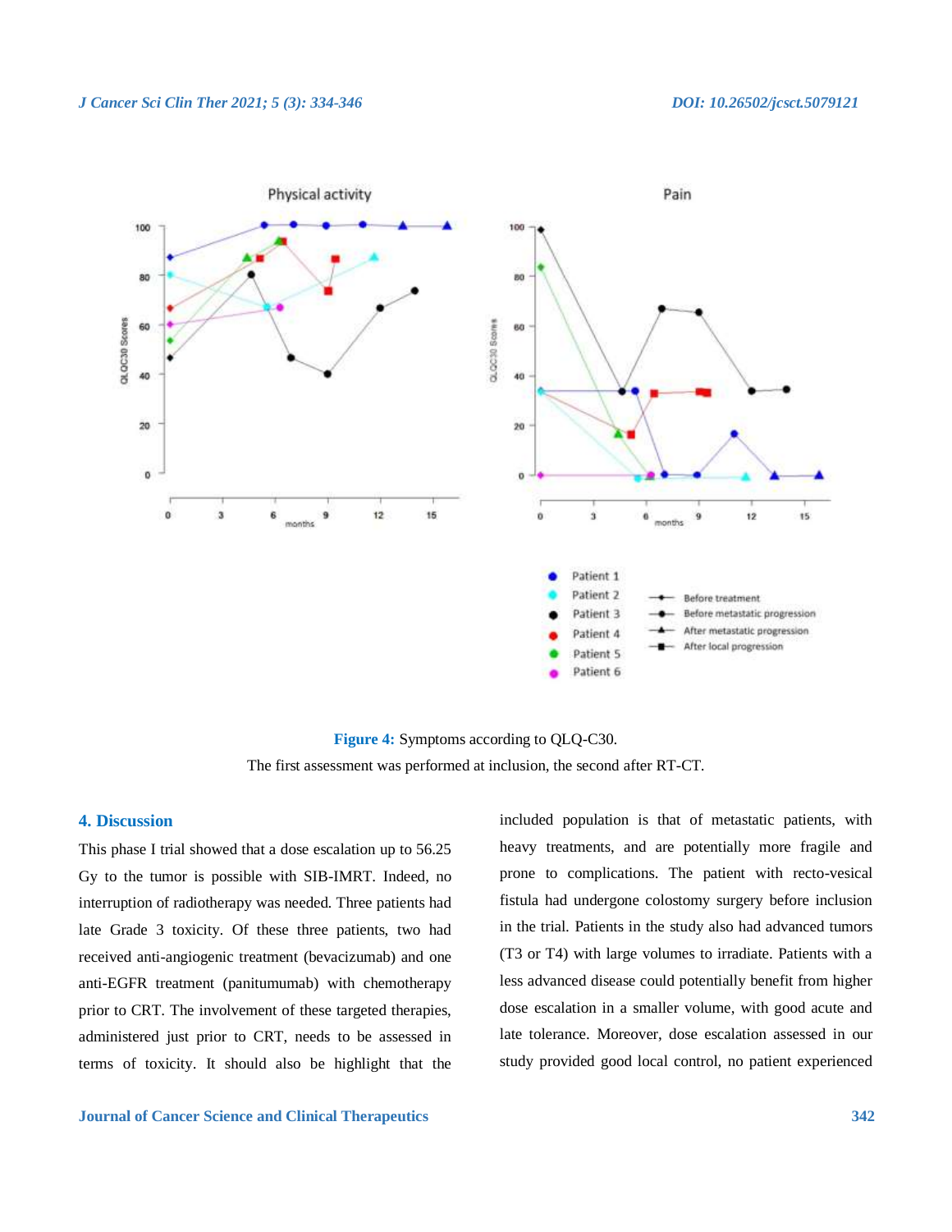**Figure 4:** Symptoms according to QLQ-C30.

The first assessment was performed at inclusion, the second after RT-CT.

## 4. Discussion

This phase I trial showed that a dose escalation up to 56.25 Gy to the tumor is possible with SIB-IMRT. Indeed, no interruption of radiotherapy was needed. Three patients had late Grade 3 toxicity. Of these three patients, two had received anti-angiogenic treatment (bevacizumab) and one anti-EGFR treatment (panitumumab) with chemotherapy prior to CRT. The involvement of these targeted therapies, administered just prior to CRT, needs to be assessed in terms of toxicity. It should also be highlight that the included population is that of metastatic patients, with heavy treatments, and are potentially more fragile and prone to complications. The patient with recto-vesical fistula had undergone colostomy surgery before inclusion in the trial. Patients in the study also had advanced tumors (T3 or T4) with large volumes to irradiate. Patients with a less advanced disease could potentially benefit from higher dose escalation in a smaller volume, with good acute and late tolerance. Moreover, dose escalation assessed in our study provided good local control, no patient experienced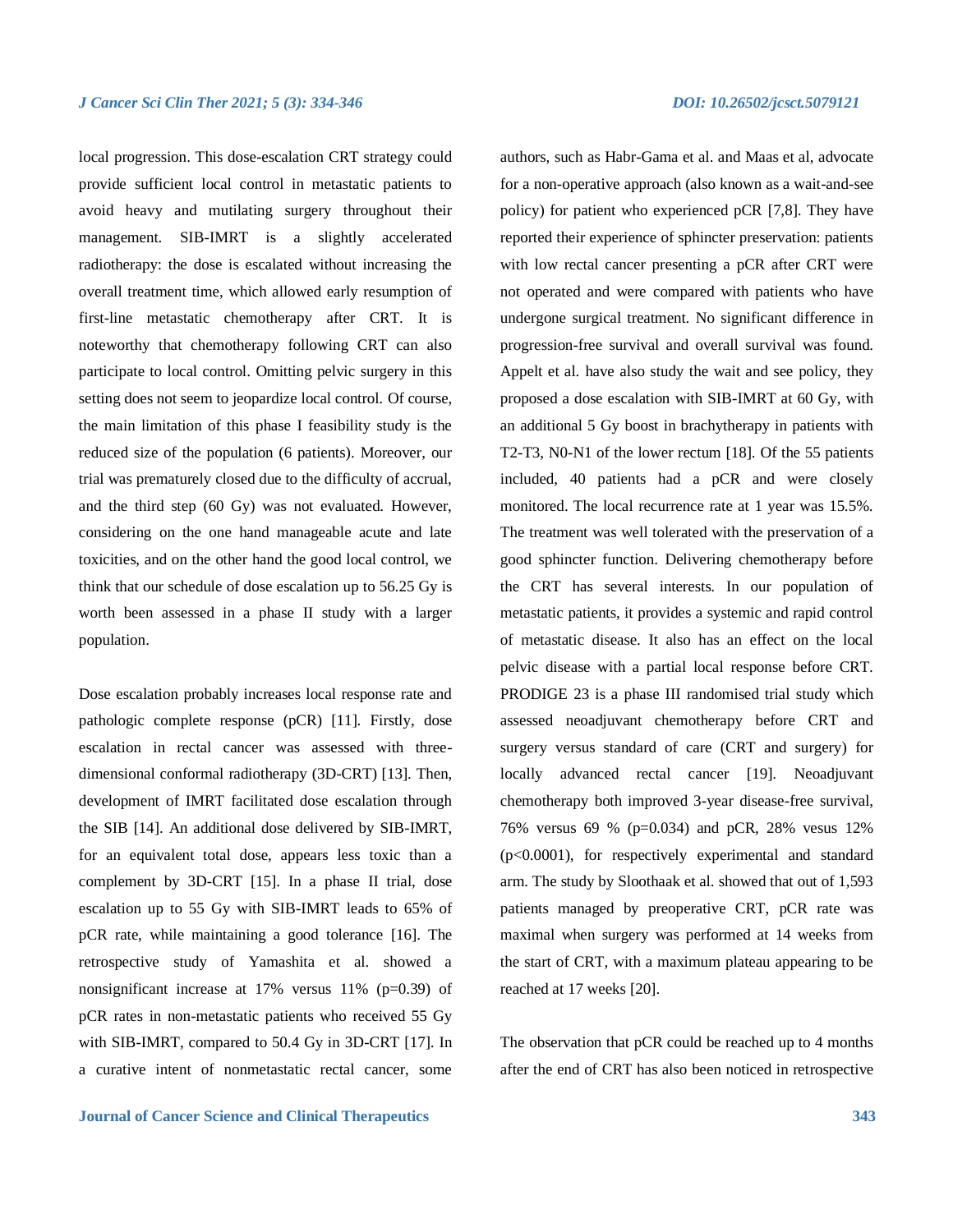local progression. This dose-escalation CRT strategy could provide sufficient local control in metastatic patients to avoid heavy and mutilating surgery throughout their management. SIB-IMRT is a slightly accelerated radiotherapy: the dose is escalated without increasing the overall treatment time, which allowed early resumption of first-line metastatic chemotherapy after CRT. It is noteworthy that chemotherapy following CRT can also participate to local control. Omitting pelvic surgery in this setting does not seem to jeopardize local control. Of course, the main limitation of this phase I feasibility study is the reduced size of the population (6 patients). Moreover, our trial was prematurely closed due to the difficulty of accrual, and the third step (60 Gy) was not evaluated. However, considering on the one hand manageable acute and late toxicities, and on the other hand the good local control, we think that our schedule of dose escalation up to 56.25 Gy is worth been assessed in a phase II study with a larger population.

Dose escalation probably increases local response rate and pathologic complete response (pCR) [11]. Firstly, dose escalation in rectal cancer was assessed with three-dimensional conformal radiotherapy (3D-CRT) [13]. Then, development of IMRT facilitated dose escalation through the SIB [14]. An additional dose delivered by SIB-IMRT, for an equivalent total dose, appears less toxic than a complement by 3D-CRT [15]. In a phase II trial, dose escalation up to 55 Gy with SIB-IMRT leads to 65% of pCR rate, while maintaining a good tolerance [16]. The retrospective study of Yamashita et al. showed a nonsignificant increase at 17% versus 11% (p=0.39) of pCR rates in non-metastatic patients who received 55 Gy with SIB-IMRT, compared to 50.4 Gy in 3D-CRT [17]. In a curative intent of nonmetastatic rectal cancer, some authors, such as Habr-Gama et al. and Maas et al, advocate for a non-operative approach (also known as a wait-and-see policy) for patient who experienced pCR [7,8]. They have reported their experience of sphincter preservation: patients with low rectal cancer presenting a pCR after CRT were not operated and were compared with patients who have undergone surgical treatment. No significant difference in progression-free survival and overall survival was found. Appelt et al. have also study the wait and see policy, they proposed a dose escalation with SIB-IMRT at 60 Gy, with an additional 5 Gy boost in brachytherapy in patients with T2-T3, N0-N1 of the lower rectum [18]. Of the 55 patients included, 40 patients had a pCR and were closely monitored. The local recurrence rate at 1 year was 15.5%. The treatment was well tolerated with the preservation of a good sphincter function. Delivering chemotherapy before the CRT has several interests. In our population of metastatic patients, it provides a systemic and rapid control of metastatic disease. It also has an effect on the local pelvic disease with a partial local response before CRT. PRODIGE 23 is a phase III randomised trial study which assessed neoadjuvant chemotherapy before CRT and surgery versus standard of care (CRT and surgery) for locally advanced rectal cancer [19]. Neoadjuvant chemotherapy both improved 3-year disease-free survival, 76% versus 69 % (p=0.034) and pCR, 28% vesus 12% (p<0.0001), for respectively experimental and standard arm. The study by Sloothaak et al. showed that out of 1,593 patients managed by preoperative CRT, pCR rate was maximal when surgery was performed at 14 weeks from the start of CRT, with a maximum plateau appearing to be reached at 17 weeks [20].

The observation that pCR could be reached up to 4 months after the end of CRT has also been noticed in retrospective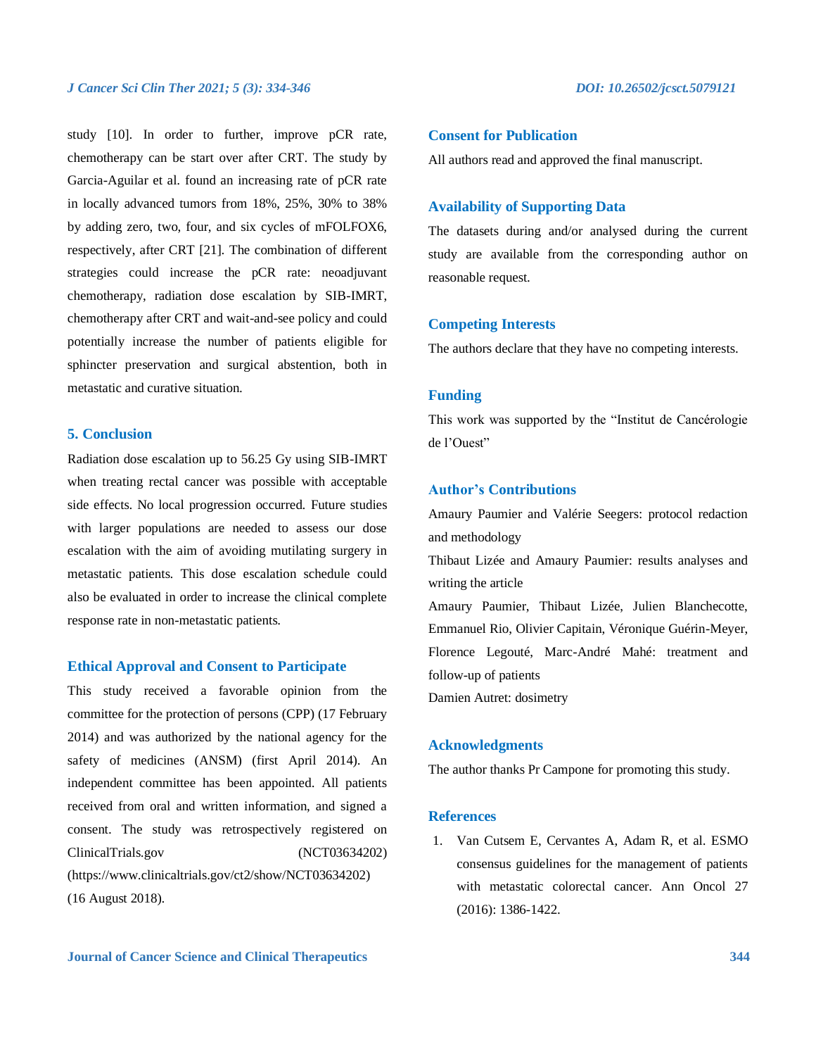study [10]. In order to further, improve pCR rate, chemotherapy can be start over after CRT. The study by Garcia-Aguilar et al. found an increasing rate of pCR rate in locally advanced tumors from 18%, 25%, 30% to 38% by adding zero, two, four, and six cycles of mFOLFOX6, respectively, after CRT [21]. The combination of different strategies could increase the pCR rate: neoadjuvant chemotherapy, radiation dose escalation by SIB-IMRT, chemotherapy after CRT and wait-and-see policy and could potentially increase the number of patients eligible for sphincter preservation and surgical abstention, both in metastatic and curative situation.

## 5. Conclusion

Radiation dose escalation up to 56.25 Gy using SIB-IMRT when treating rectal cancer was possible with acceptable side effects. No local progression occurred. Future studies with larger populations are needed to assess our dose escalation with the aim of avoiding mutilating surgery in metastatic patients. This dose escalation schedule could also be evaluated in order to increase the clinical complete response rate in non-metastatic patients.

## Ethical Approval and Consent to Participate

This study received a favorable opinion from the committee for the protection of persons (CPP) (17 February 2014) and was authorized by the national agency for the safety of medicines (ANSM) (first April 2014). An independent committee has been appointed. All patients received from oral and written information, and signed a consent. The study was retrospectively registered on ClinicalTrials.gov (NCT03634202) (https://www.clinicaltrials.gov/ct2/show/NCT03634202) (16 August 2018).

## Consent for Publication

All authors read and approved the final manuscript.

## Availability of Supporting Data

The datasets during and/or analysed during the current study are available from the corresponding author on reasonable request.

## Competing Interests

The authors declare that they have no competing interests.

## Funding

This work was supported by the "Institut de Cancérologie de l'Ouest"

## Author's Contributions

Amaury Paumier and Valérie Seegers: protocol redaction and methodology

Thibaut Lizée and Amaury Paumier: results analyses and writing the article

Amaury Paumier, Thibaut Lizée, Julien Blanchecotte, Emmanuel Rio, Olivier Capitain, Véronique Guérin-Meyer, Florence Legouté, Marc-André Mahé: treatment and follow-up of patients

Damien Autret: dosimetry

## Acknowledgments

The author thanks Pr Campone for promoting this study.

## References

1. Van Cutsem E, Cervantes A, Adam R, et al. ESMO consensus guidelines for the management of patients with metastatic colorectal cancer. Ann Oncol 27 (2016): 1386-1422.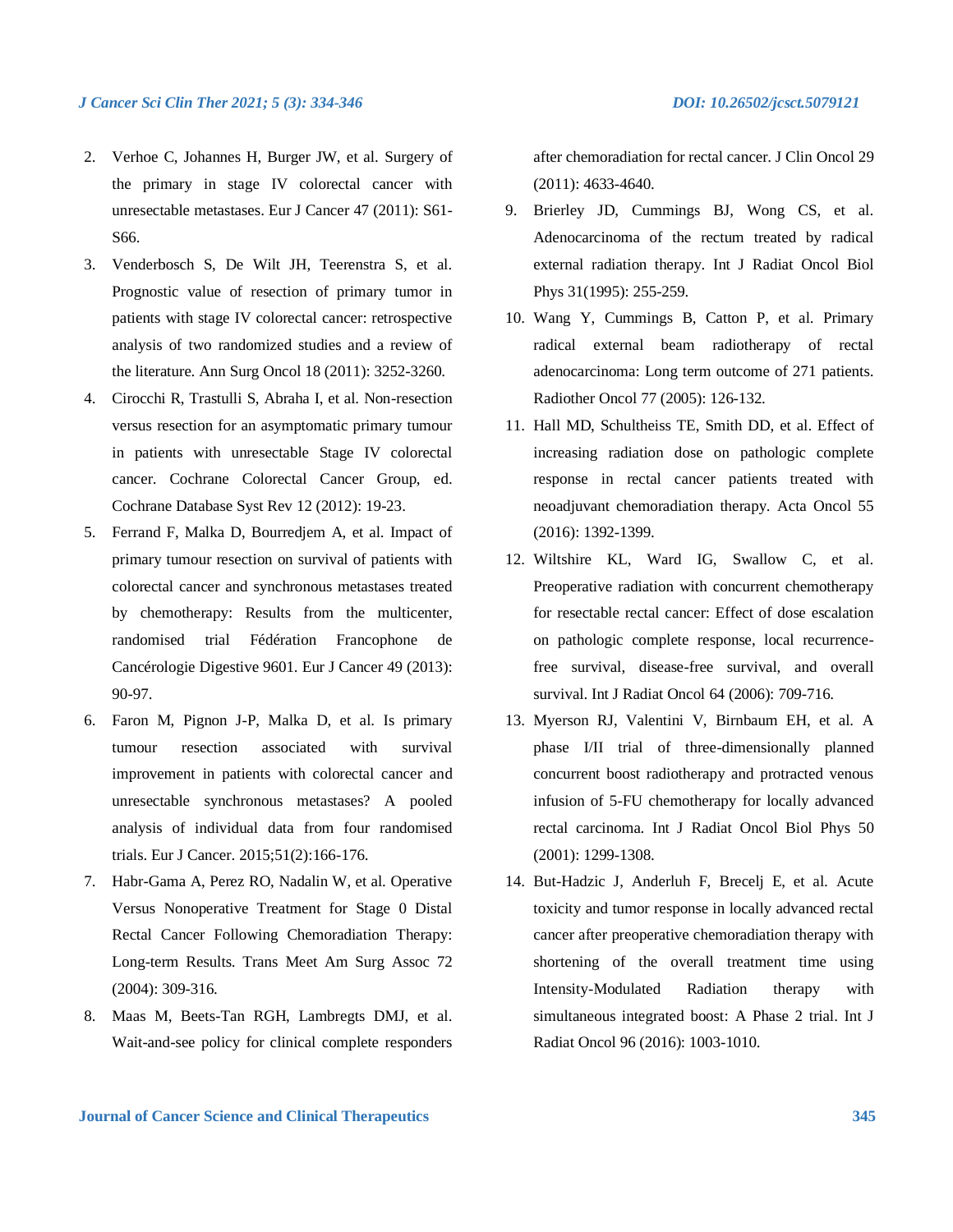2. Verhoe C, Johannes H, Burger JW, et al. Surgery of the primary in stage IV colorectal cancer with unresectable metastases. Eur J Cancer 47 (2011): S61-S66.
3. Venderbosch S, De Wilt JH, Teerenstra S, et al. Prognostic value of resection of primary tumor in patients with stage IV colorectal cancer: retrospective analysis of two randomized studies and a review of the literature. Ann Surg Oncol 18 (2011): 3252-3260.
4. Cirocchi R, Trastulli S, Abraha I, et al. Non-resection versus resection for an asymptomatic primary tumour in patients with unresectable Stage IV colorectal cancer. Cochrane Colorectal Cancer Group, ed. Cochrane Database Syst Rev 12 (2012): 19-23.
5. Ferrand F, Malka D, Bourredjem A, et al. Impact of primary tumour resection on survival of patients with colorectal cancer and synchronous metastases treated by chemotherapy: Results from the multicenter, randomised trial Fédération Francophone de Cancérologie Digestive 9601. Eur J Cancer 49 (2013): 90-97.
6. Faron M, Pignon J-P, Malka D, et al. Is primary tumour resection associated with survival improvement in patients with colorectal cancer and unresectable synchronous metastases? A pooled analysis of individual data from four randomised trials. Eur J Cancer. 2015;51(2):166-176.
7. Habr-Gama A, Perez RO, Nadalin W, et al. Operative Versus Nonoperative Treatment for Stage 0 Distal Rectal Cancer Following Chemoradiation Therapy: Long-term Results. Trans Meet Am Surg Assoc 72 (2004): 309-316.
8. Maas M, Beets-Tan RGH, Lambregts DMJ, et al. Wait-and-see policy for clinical complete responders after chemoradiation for rectal cancer. J Clin Oncol 29 (2011): 4633-4640.
9. Brierley JD, Cummings BJ, Wong CS, et al. Adenocarcinoma of the rectum treated by radical external radiation therapy. Int J Radiat Oncol Biol Phys 31(1995): 255-259.
10. Wang Y, Cummings B, Catton P, et al. Primary radical external beam radiotherapy of rectal adenocarcinoma: Long term outcome of 271 patients. Radiother Oncol 77 (2005): 126-132.
11. Hall MD, Schultheiss TE, Smith DD, et al. Effect of increasing radiation dose on pathologic complete response in rectal cancer patients treated with neoadjuvant chemoradiation therapy. Acta Oncol 55 (2016): 1392-1399.
12. Wiltshire KL, Ward IG, Swallow C, et al. Preoperative radiation with concurrent chemotherapy for resectable rectal cancer: Effect of dose escalation on pathologic complete response, local recurrence-free survival, disease-free survival, and overall survival. Int J Radiat Oncol 64 (2006): 709-716.
13. Myerson RJ, Valentini V, Birnbaum EH, et al. A phase I/II trial of three-dimensionally planned concurrent boost radiotherapy and protracted venous infusion of 5-FU chemotherapy for locally advanced rectal carcinoma. Int J Radiat Oncol Biol Phys 50 (2001): 1299-1308.
14. But-Hadzic J, Anderluh F, Brecelj E, et al. Acute toxicity and tumor response in locally advanced rectal cancer after preoperative chemoradiation therapy with shortening of the overall treatment time using Intensity-Modulated Radiation therapy with simultaneous integrated boost: A Phase 2 trial. Int J Radiat Oncol 96 (2016): 1003-1010.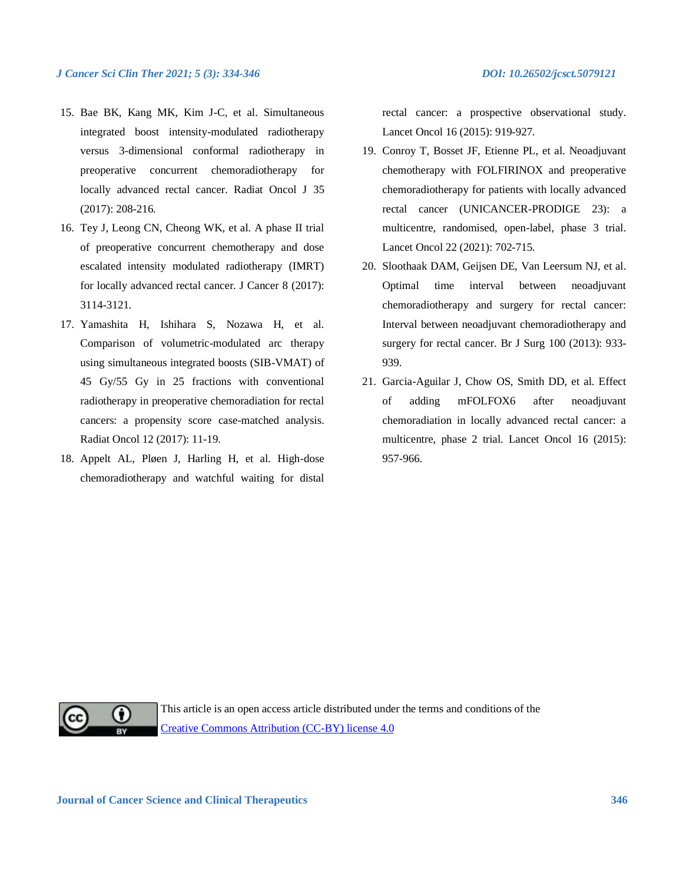15. Bae BK, Kang MK, Kim J-C, et al. Simultaneous integrated boost intensity-modulated radiotherapy versus 3-dimensional conformal radiotherapy in preoperative concurrent chemoradiotherapy for locally advanced rectal cancer. Radiat Oncol J 35 (2017): 208-216.
16. Tey J, Leong CN, Cheong WK, et al. A phase II trial of preoperative concurrent chemotherapy and dose escalated intensity modulated radiotherapy (IMRT) for locally advanced rectal cancer. J Cancer 8 (2017): 3114-3121.
17. Yamashita H, Ishihara S, Nozawa H, et al. Comparison of volumetric-modulated arc therapy using simultaneous integrated boosts (SIB-VMAT) of 45 Gy/55 Gy in 25 fractions with conventional radiotherapy in preoperative chemoradiation for rectal cancers: a propensity score case-matched analysis. Radiat Oncol 12 (2017): 11-19.
18. Appelt AL, Pløen J, Harling H, et al. High-dose chemoradiotherapy and watchful waiting for distal rectal cancer: a prospective observational study. Lancet Oncol 16 (2015): 919-927.
19. Conroy T, Bosset JF, Etienne PL, et al. Neoadjuvant chemotherapy with FOLFIRINOX and preoperative chemoradiotherapy for patients with locally advanced rectal cancer (UNICANCER-PRODIGE 23): a multicentre, randomised, open-label, phase 3 trial. Lancet Oncol 22 (2021): 702-715.
20. Sloothaak DAM, Geijsen DE, Van Leersum NJ, et al. Optimal time interval between neoadjuvant chemoradiotherapy and surgery for rectal cancer: Interval between neoadjuvant chemoradiotherapy and surgery for rectal cancer. Br J Surg 100 (2013): 933-939.
21. Garcia-Aguilar J, Chow OS, Smith DD, et al. Effect of adding mFOLFOX6 after neoadjuvant chemoradiation in locally advanced rectal cancer: a multicentre, phase 2 trial. Lancet Oncol 16 (2015): 957-966.

This article is an open access article distributed under the terms and conditions of the [Creative Commons Attribution (CC-BY) license 4.0](https://creativecommons.org/licenses/by/4.0/)